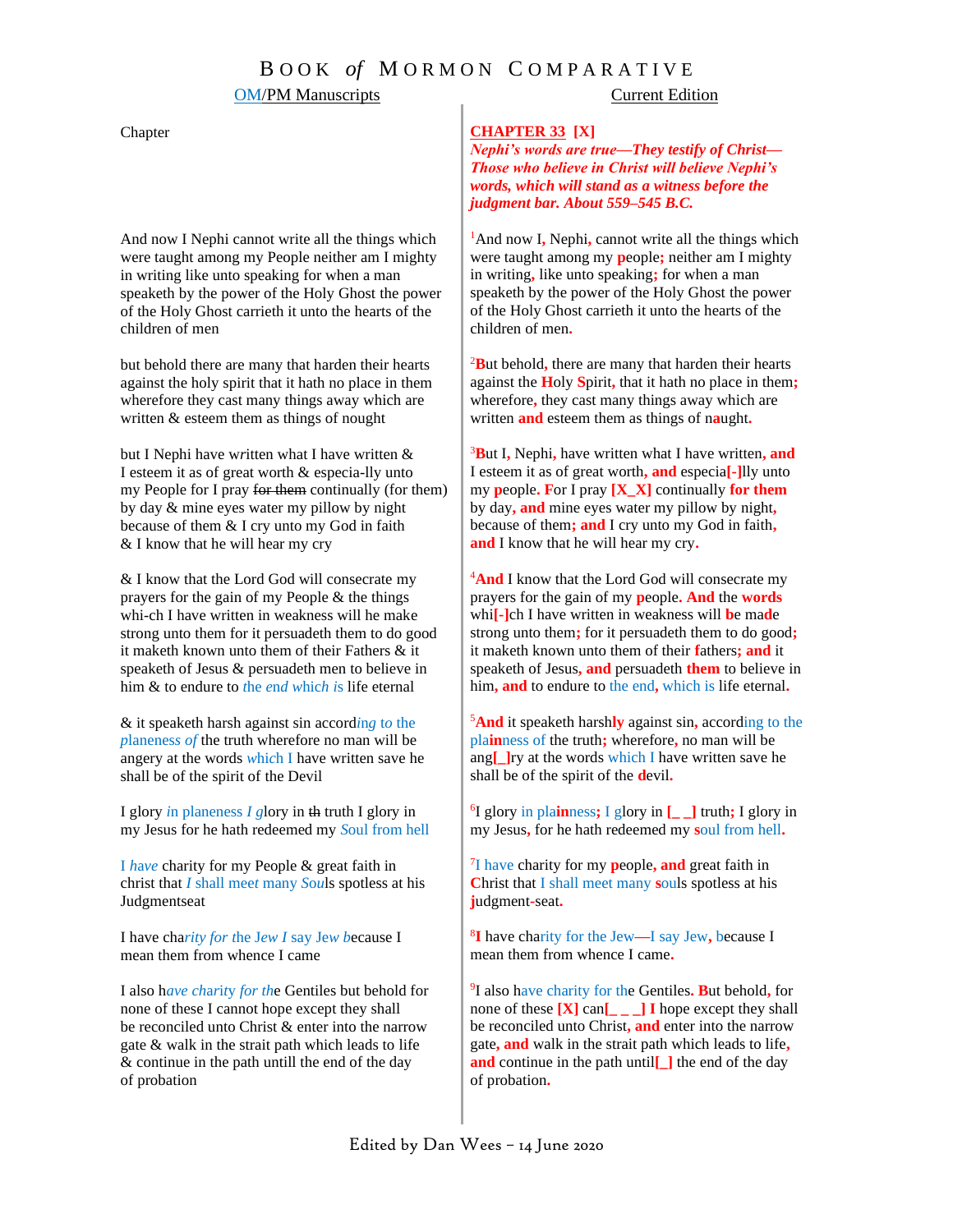# BOOK *of* MORMON COMPARATIVE

| OM/PM Manuscripts | Current Edition |
|---|---|
| Chapter | **CHAPTER 33 [X]** ***Nephi's words are true—They testify of Christ—Those who believe in Christ will believe Nephi's words, which will stand as a witness before the judgment bar. About 559–545 B.C.*** |
| And now I Nephi cannot write all the things which were taught among my People neither am I mighty in writing like unto speaking for when a man speaketh by the power of the Holy Ghost the power of the Holy Ghost carrieth it unto the hearts of the children of men | [1]And now I, Nephi, cannot write all the things which were taught among my people; neither am I mighty in writing, like unto speaking; for when a man speaketh by the power of the Holy Ghost the power of the Holy Ghost carrieth it unto the hearts of the children of men. |
| but behold there are many that harden their hearts against the holy spirit that it hath no place in them wherefore they cast many things away which are written & esteem them as things of nought | [2]But behold, there are many that harden their hearts against the Holy Spirit, that it hath no place in them; wherefore, they cast many things away which are written and esteem them as things of naught. |
| but I Nephi have written what I have written & I esteem it as of great worth & especia-lly unto my People for I pray ~~for them~~ continually (for them) by day & mine eyes water my pillow by night because of them & I cry unto my God in faith & I know that he will hear my cry | [3]But I, Nephi, have written what I have written, and I esteem it as of great worth, and especia[-]lly unto my people. For I pray [X_X] continually for them by day, and mine eyes water my pillow by night, because of them; and I cry unto my God in faith, and I know that he will hear my cry. |
| & I know that the Lord God will consecrate my prayers for the gain of my People & the things whi-ch I have written in weakness will he make strong unto them for it persuadeth them to do good it maketh known unto them of their Fathers & it speaketh of Jesus & persuadeth men to believe in him & to endure to *the end which is* life eternal | [4]And I know that the Lord God will consecrate my prayers for the gain of my people. And the words whi[-]ch I have written in weakness will be made strong unto them; for it persuadeth them to do good; it maketh known unto them of their fathers; and it speaketh of Jesus, and persuadeth them to believe in him, and to endure to the end, which is life eternal. |
| & it speaketh harsh against sin accord*ing to the planeness of* the truth wherefore no man will be angery at the words *which* I have written save he shall be of the spirit of the Devil | [5]And it speaketh harshly against sin, according to the plainness of the truth; wherefore, no man will be ang[_]ry at the words which I have written save he shall be of the spirit of the devil. |
| I glory *in planeness I g*lory in ~~th~~ truth I glory in my Jesus for he hath redeemed my Soul from hell | [6]I glory in plainness; I glory in [_ _] truth; I glory in my Jesus, for he hath redeemed my soul from hell. |
| I *have* charity for my People & great faith in christ that *I* shall meet many *Sou*ls spotless at his Judgmentseat | [7]I have charity for my people, and great faith in Christ that I shall meet many souls spotless at his judgment-seat. |
| I have char*ity for t*he Jew *I* say Jew *b*ecause I mean them from whence I came | [8]I have charity for the Jew—I say Jew, because I mean them from whence I came. |
| I also h*ave charity for th*e Gentiles but behold for none of these I cannot hope except they shall be reconciled unto Christ & enter into the narrow gate & walk in the strait path which leads to life & continue in the path untill the end of the day of probation | [9]I also have charity for the Gentiles. But behold, for none of these [X] can[_ _ _] I hope except they shall be reconciled unto Christ, and enter into the narrow gate, and walk in the strait path which leads to life, and continue in the path until[_] the end of the day of probation. |

Edited by Dan Wees – 14 June 2020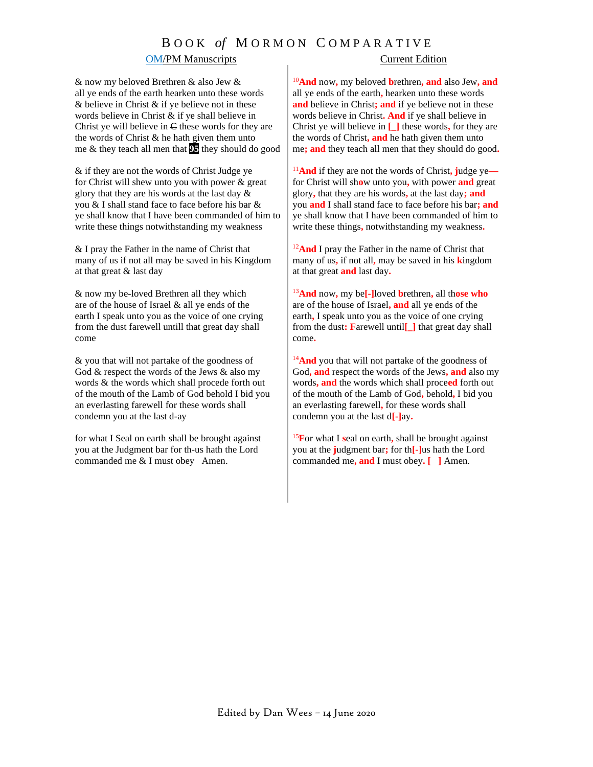# BOOK *of* MORMON COMPARATIVE

| OM/PM Manuscripts | Current Edition |
|---|---|
| & now my beloved Brethren & also Jew & all ye ends of the earth hearken unto these words & believe in Christ & if ye believe not in these words believe in Christ & if ye shall believe in Christ ye will believe in ~~C~~ these words for they are the words of Christ & he hath given them unto me & they teach all men that 95 they should do good | [10]And now, my beloved brethren, and also Jew, and all ye ends of the earth, hearken unto these words and believe in Christ; and if ye believe not in these words believe in Christ. And if ye shall believe in Christ ye will believe in [_] these words, for they are the words of Christ, and he hath given them unto me; and they teach all men that they should do good. |
| & if they are not the words of Christ Judge ye for Christ will shew unto you with power & great glory that they are his words at the last day & you & I shall stand face to face before his bar & ye shall know that I have been commanded of him to write these things notwithstanding my weakness | [11]And if they are not the words of Christ, judge ye—for Christ will show unto you, with power and great glory, that they are his words, at the last day; and you and I shall stand face to face before his bar; and ye shall know that I have been commanded of him to write these things, notwithstanding my weakness. |
| & I pray the Father in the name of Christ that many of us if not all may be saved in his Kingdom at that great & last day | [12]And I pray the Father in the name of Christ that many of us, if not all, may be saved in his kingdom at that great and last day. |
| & now my be-loved Brethren all they which are of the house of Israel & all ye ends of the earth I speak unto you as the voice of one crying from the dust farewell untill that great day shall come | [13]And now, my be[-]loved brethren, all those who are of the house of Israel, and all ye ends of the earth, I speak unto you as the voice of one crying from the dust: Farewell until[_] that great day shall come. |
| & you that will not partake of the goodness of God & respect the words of the Jews & also my words & the words which shall procede forth out of the mouth of the Lamb of God behold I bid you an everlasting farewell for these words shall condemn you at the last d-ay | [14]And you that will not partake of the goodness of God, and respect the words of the Jews, and also my words, and the words which shall proceed forth out of the mouth of the Lamb of God, behold, I bid you an everlasting farewell, for these words shall condemn you at the last d[-]ay. |
| for what I Seal on earth shall be brought against you at the Judgment bar for th-us hath the Lord commanded me & I must obey Amen. | [15]For what I seal on earth, shall be brought against you at the judgment bar; for th[-]us hath the Lord commanded me, and I must obey. [ ] Amen. |

Edited by Dan Wees – 14 June 2020